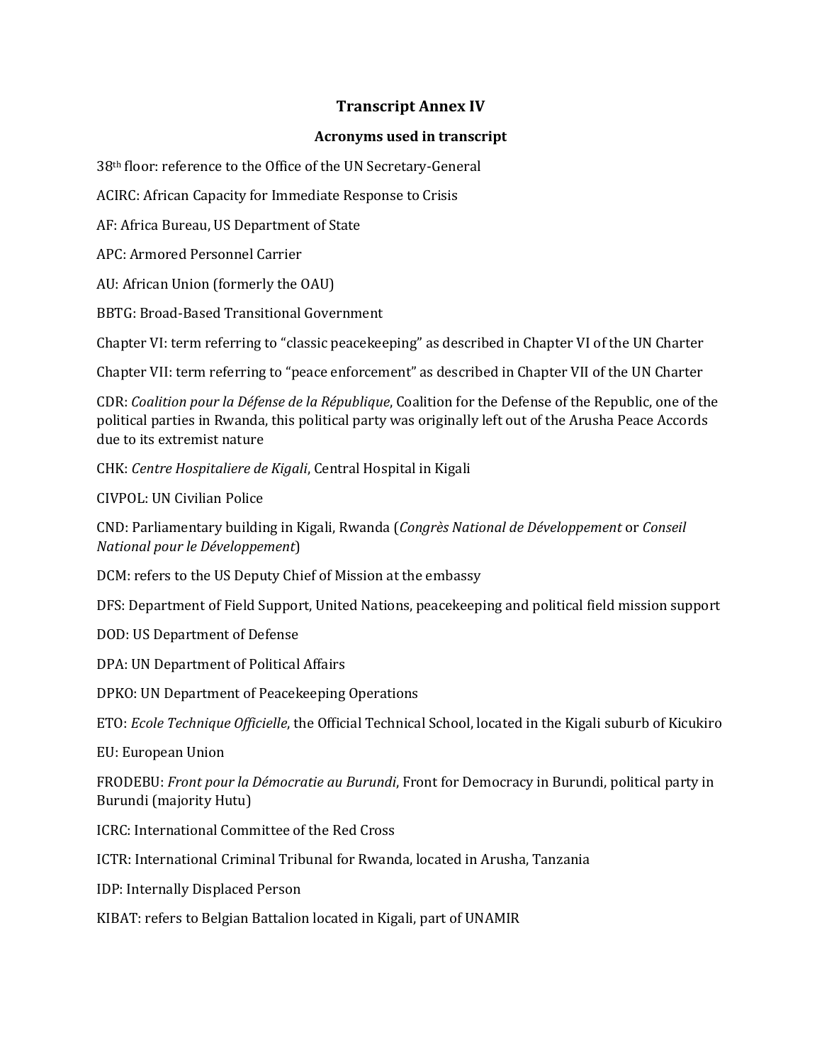# Transcript Annex IV

## Acronyms used in transcript

38th floor: reference to the Office of the UN Secretary-General

ACIRC: African Capacity for Immediate Response to Crisis

AF: Africa Bureau, US Department of State

APC: Armored Personnel Carrier

AU: African Union (formerly the OAU)

BBTG: Broad-Based Transitional Government

Chapter VI: term referring to "classic peacekeeping" as described in Chapter VI of the UN Charter

Chapter VII: term referring to "peace enforcement" as described in Chapter VII of the UN Charter

CDR: *Coalition pour la Défense de la République*, Coalition for the Defense of the Republic, one of the political parties in Rwanda, this political party was originally left out of the Arusha Peace Accords due to its extremist nature

CHK: *Centre Hospitaliere de Kigali*, Central Hospital in Kigali

CIVPOL: UN Civilian Police

CND: Parliamentary building in Kigali, Rwanda (*Congrès National de Développement* or *Conseil National pour le Développement*)

DCM: refers to the US Deputy Chief of Mission at the embassy

DFS: Department of Field Support, United Nations, peacekeeping and political field mission support

DOD: US Department of Defense

DPA: UN Department of Political Affairs

DPKO: UN Department of Peacekeeping Operations

ETO: *Ecole Technique Officielle*, the Official Technical School, located in the Kigali suburb of Kicukiro

EU: European Union

FRODEBU: *Front pour la Démocratie au Burundi*, Front for Democracy in Burundi, political party in Burundi (majority Hutu)

ICRC: International Committee of the Red Cross

ICTR: International Criminal Tribunal for Rwanda, located in Arusha, Tanzania

IDP: Internally Displaced Person

KIBAT: refers to Belgian Battalion located in Kigali, part of UNAMIR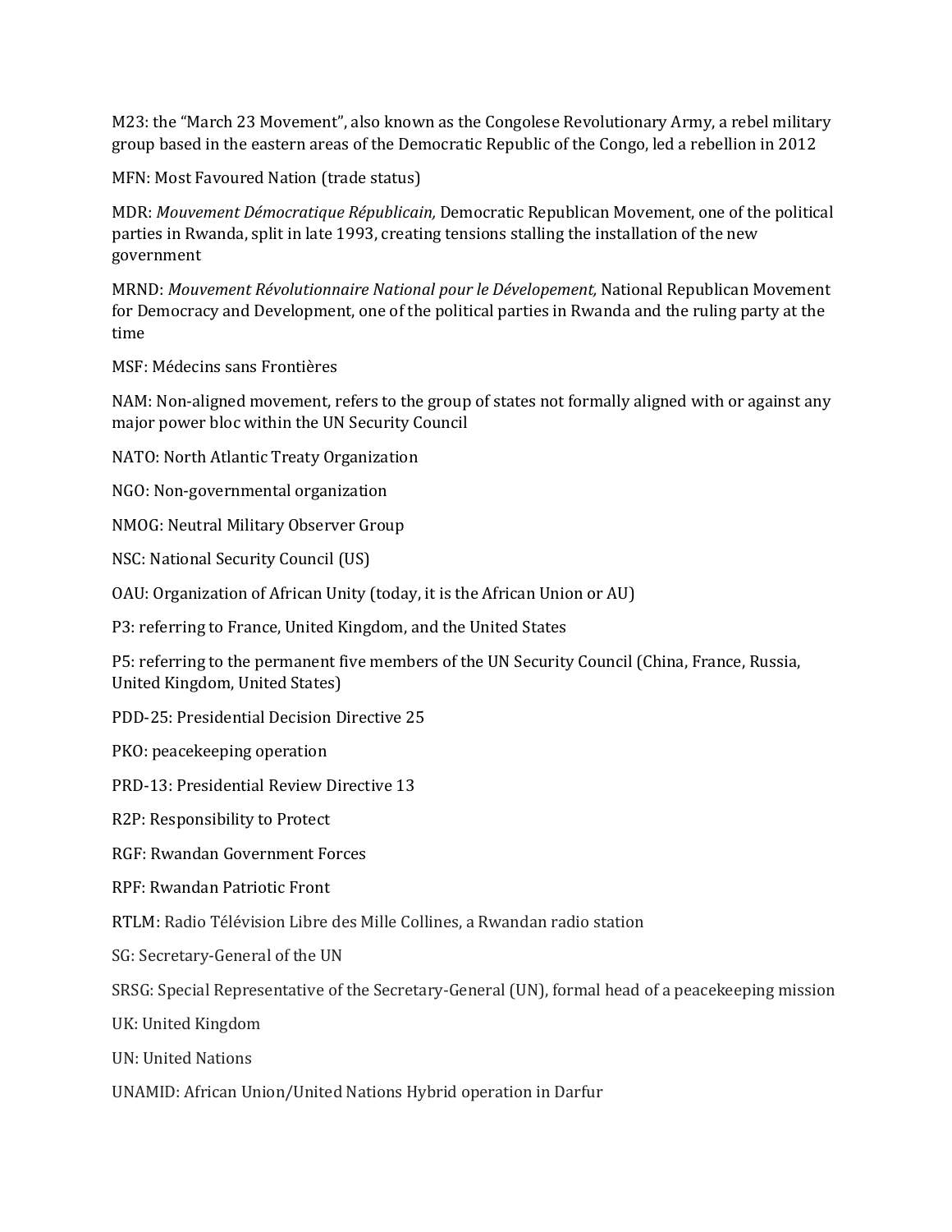M23: the "March 23 Movement", also known as the Congolese Revolutionary Army, a rebel military group based in the eastern areas of the Democratic Republic of the Congo, led a rebellion in 2012

MFN: Most Favoured Nation (trade status)

MDR: *Mouvement Démocratique Républicain,* Democratic Republican Movement, one of the political parties in Rwanda, split in late 1993, creating tensions stalling the installation of the new government

MRND: *Mouvement Révolutionnaire National pour le Dévelopement,* National Republican Movement for Democracy and Development, one of the political parties in Rwanda and the ruling party at the time

MSF: Médecins sans Frontières

NAM: Non-aligned movement, refers to the group of states not formally aligned with or against any major power bloc within the UN Security Council

NATO: North Atlantic Treaty Organization

NGO: Non-governmental organization

NMOG: Neutral Military Observer Group

NSC: National Security Council (US)

OAU: Organization of African Unity (today, it is the African Union or AU)

P3: referring to France, United Kingdom, and the United States

P5: referring to the permanent five members of the UN Security Council (China, France, Russia, United Kingdom, United States)

PDD-25: Presidential Decision Directive 25

PKO: peacekeeping operation

PRD-13: Presidential Review Directive 13

R2P: Responsibility to Protect

RGF: Rwandan Government Forces

RPF: Rwandan Patriotic Front

RTLM: Radio Télévision Libre des Mille Collines, a Rwandan radio station

SG: Secretary-General of the UN

SRSG: Special Representative of the Secretary-General (UN), formal head of a peacekeeping mission

UK: United Kingdom

UN: United Nations

UNAMID: African Union/United Nations Hybrid operation in Darfur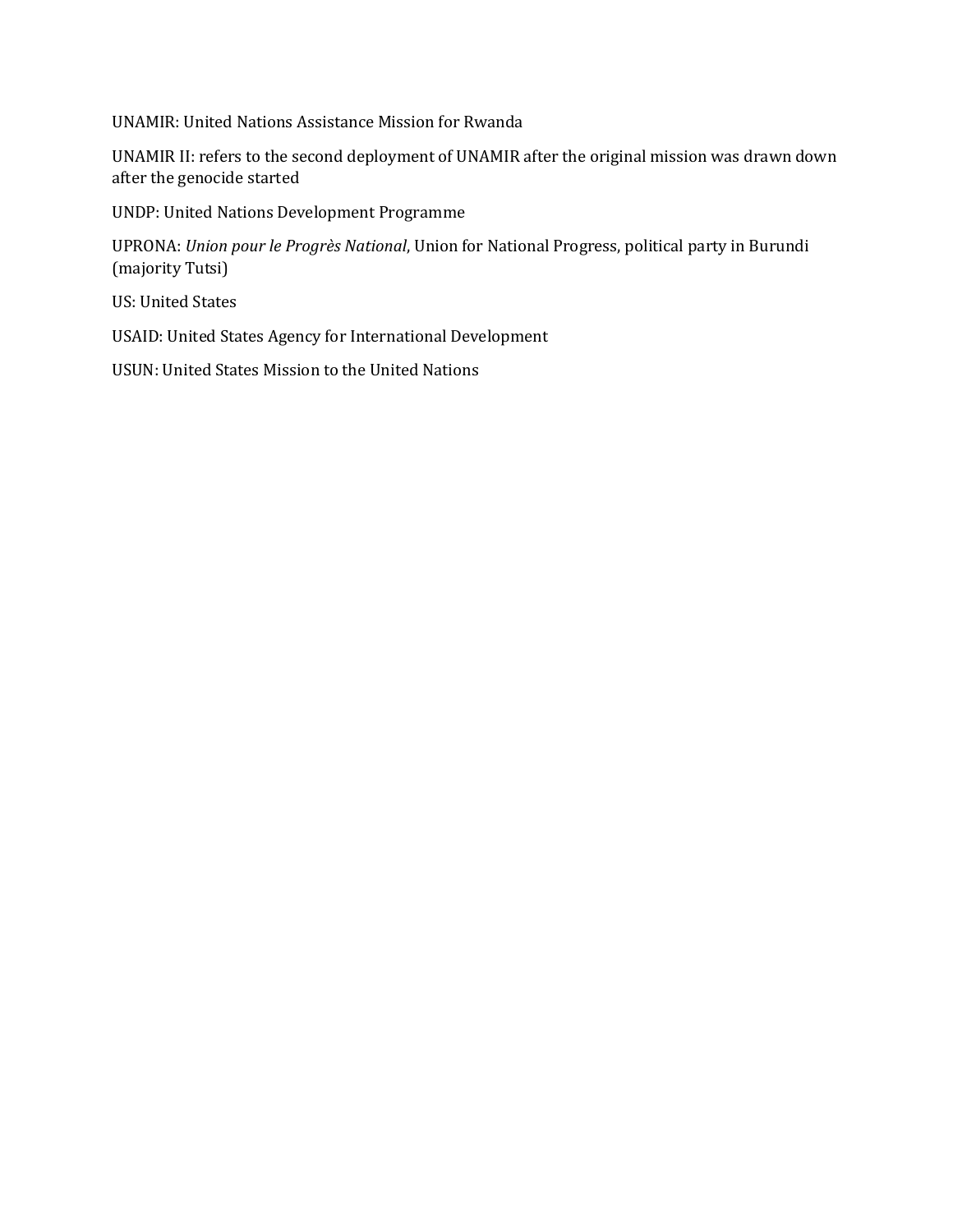UNAMIR: United Nations Assistance Mission for Rwanda

UNAMIR II: refers to the second deployment of UNAMIR after the original mission was drawn down after the genocide started

UNDP: United Nations Development Programme

UPRONA: *Union pour le Progrès National*, Union for National Progress, political party in Burundi (majority Tutsi)

US: United States

USAID: United States Agency for International Development

USUN: United States Mission to the United Nations